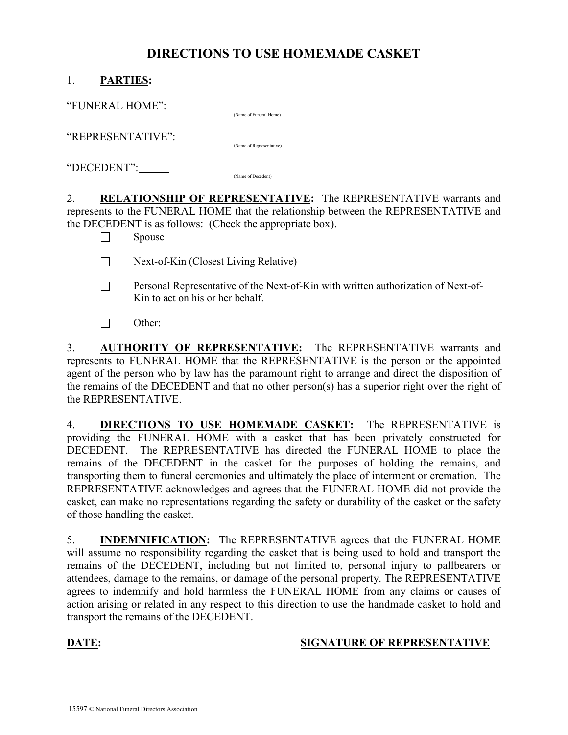# DIRECTIONS TO USE HOMEMADE CASKET

1. **PARTIES:**

"FUNERAL HOME":_____ (Name of Funeral Home)

"REPRESENTATIVE":______ (Name of Representative)

"DECEDENT":______ (Name of Decedent)

2. **RELATIONSHIP OF REPRESENTATIVE:** The REPRESENTATIVE warrants and represents to the FUNERAL HOME that the relationship between the REPRESENTATIVE and the DECEDENT is as follows: (Check the appropriate box).

- ☐ Spouse
- ☐ Next-of-Kin (Closest Living Relative)
- ☐ Personal Representative of the Next-of-Kin with written authorization of Next-of-Kin to act on his or her behalf.
- ☐ Other:______

3. **AUTHORITY OF REPRESENTATIVE:** The REPRESENTATIVE warrants and represents to FUNERAL HOME that the REPRESENTATIVE is the person or the appointed agent of the person who by law has the paramount right to arrange and direct the disposition of the remains of the DECEDENT and that no other person(s) has a superior right over the right of the REPRESENTATIVE.

4. **DIRECTIONS TO USE HOMEMADE CASKET:** The REPRESENTATIVE is providing the FUNERAL HOME with a casket that has been privately constructed for DECEDENT. The REPRESENTATIVE has directed the FUNERAL HOME to place the remains of the DECEDENT in the casket for the purposes of holding the remains, and transporting them to funeral ceremonies and ultimately the place of interment or cremation. The REPRESENTATIVE acknowledges and agrees that the FUNERAL HOME did not provide the casket, can make no representations regarding the safety or durability of the casket or the safety of those handling the casket.

5. **INDEMNIFICATION:** The REPRESENTATIVE agrees that the FUNERAL HOME will assume no responsibility regarding the casket that is being used to hold and transport the remains of the DECEDENT, including but not limited to, personal injury to pallbearers or attendees, damage to the remains, or damage of the personal property. The REPRESENTATIVE agrees to indemnify and hold harmless the FUNERAL HOME from any claims or causes of action arising or related in any respect to this direction to use the handmade casket to hold and transport the remains of the DECEDENT.

**DATE:** ________________________

**SIGNATURE OF REPRESENTATIVE** ________________________

15597 © National Funeral Directors Association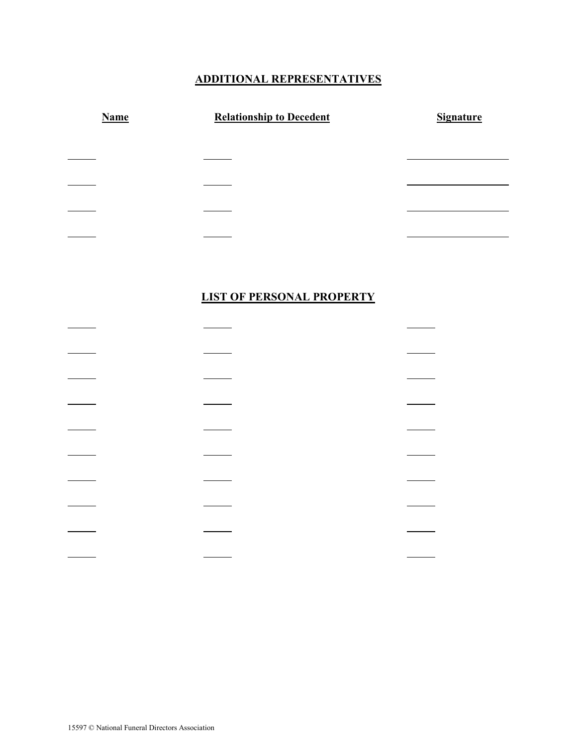## ADDITIONAL REPRESENTATIVES

| Name | Relationship to Decedent | Signature |
| --- | --- | --- |
| ______ | ______ | ____________________ |
| ______ | ______ | ____________________ |
| ______ | ______ | ____________________ |
| ______ | ______ | ____________________ |

## LIST OF PERSONAL PROPERTY

| | | |
| --- | --- | --- |
| ______ | ______ | ______ |
| ______ | ______ | ______ |
| ______ | ______ | ______ |
| ______ | ______ | ______ |
| ______ | ______ | ______ |
| ______ | ______ | ______ |
| ______ | ______ | ______ |
| ______ | ______ | ______ |
| ______ | ______ | ______ |
| ______ | ______ | ______ |

15597 © National Funeral Directors Association